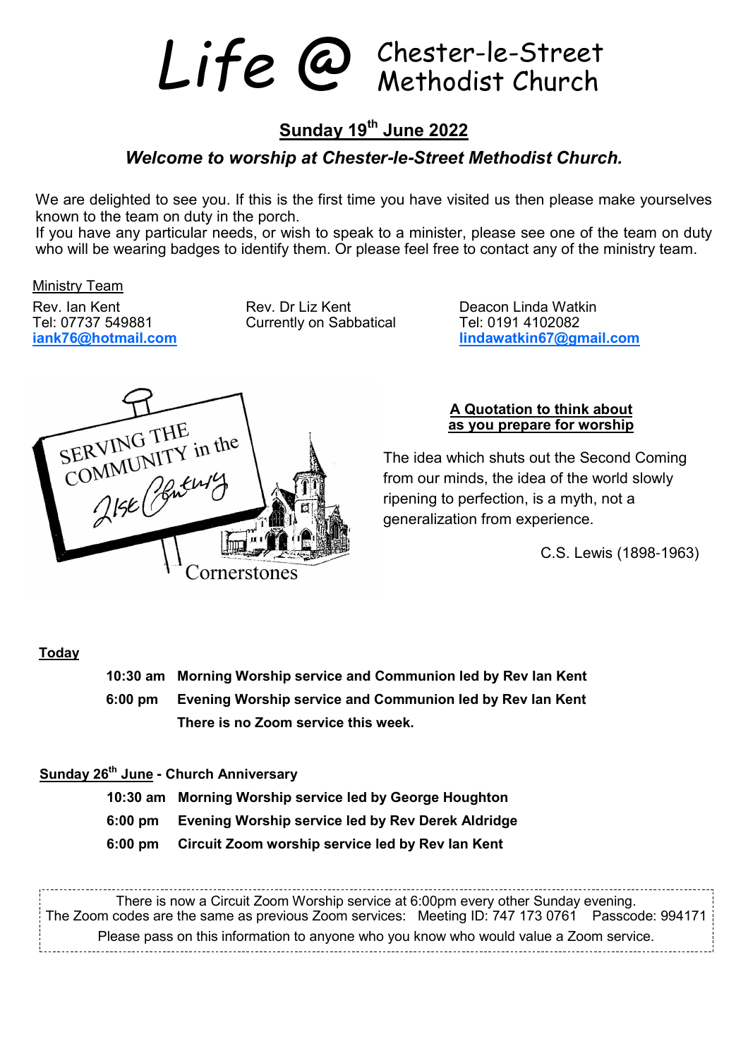# Life @ Chester-le-Street Methodist Church

## Sunday 19th June 2022

### *Welcome to worship at Chester-le-Street Methodist Church.*

We are delighted to see you. If this is the first time you have visited us then please make yourselves known to the team on duty in the porch.
If you have any particular needs, or wish to speak to a minister, please see one of the team on duty who will be wearing badges to identify them. Or please feel free to contact any of the ministry team.

Ministry Team

Rev. Ian Kent
Tel: 07737 549881
**iank76@hotmail.com**

Rev. Dr Liz Kent
Currently on Sabbatical

Deacon Linda Watkin
Tel: 0191 4102082
**lindawatkin67@gmail.com**

SERVING THE COMMUNITY in the 21st Century

Cornerstones

**A Quotation to think about as you prepare for worship**

The idea which shuts out the Second Coming from our minds, the idea of the world slowly ripening to perfection, is a myth, not a generalization from experience.

C.S. Lewis (1898-1963)

**Today**

**10:30 am Morning Worship service and Communion led by Rev Ian Kent**

**6:00 pm Evening Worship service and Communion led by Rev Ian Kent**

**There is no Zoom service this week.**

**Sunday 26th June - Church Anniversary**

**10:30 am Morning Worship service led by George Houghton**

**6:00 pm Evening Worship service led by Rev Derek Aldridge**

**6:00 pm Circuit Zoom worship service led by Rev Ian Kent**

---

There is now a Circuit Zoom Worship service at 6:00pm every other Sunday evening.
The Zoom codes are the same as previous Zoom services: Meeting ID: 747 173 0761 Passcode: 994171
Please pass on this information to anyone who you know who would value a Zoom service.

---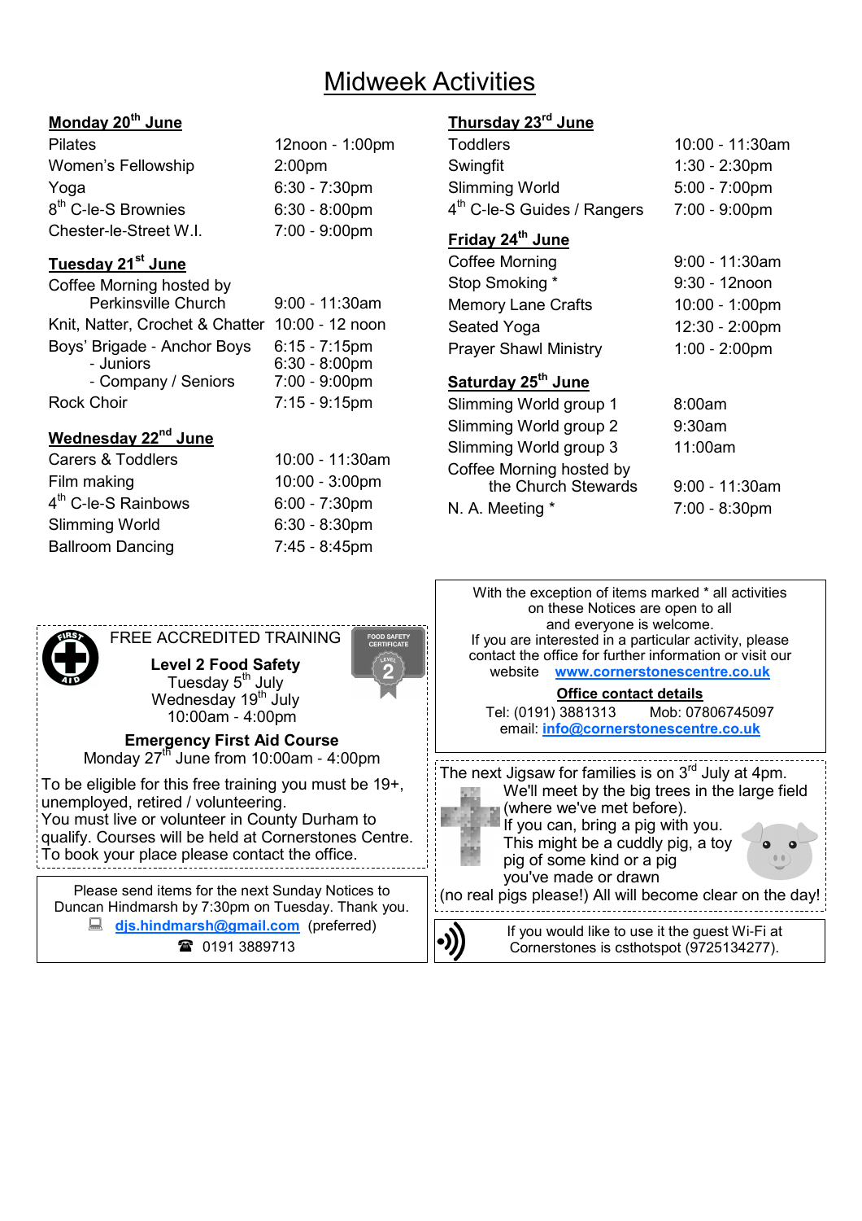# Midweek Activities

## Monday 20th June

| | |
|---|---|
| Pilates | 12noon - 1:00pm |
| Women's Fellowship | 2:00pm |
| Yoga | 6:30 - 7:30pm |
| 8th C-le-S Brownies | 6:30 - 8:00pm |
| Chester-le-Street W.I. | 7:00 - 9:00pm |

## Tuesday 21st June

| | |
|---|---|
| Coffee Morning hosted by Perkinsville Church | 9:00 - 11:30am |
| Knit, Natter, Crochet & Chatter | 10:00 - 12 noon |
| Boys' Brigade - Anchor Boys | 6:15 - 7:15pm |
| - Juniors | 6:30 - 8:00pm |
| - Company / Seniors | 7:00 - 9:00pm |
| Rock Choir | 7:15 - 9:15pm |

## Wednesday 22nd June

| | |
|---|---|
| Carers & Toddlers | 10:00 - 11:30am |
| Film making | 10:00 - 3:00pm |
| 4th C-le-S Rainbows | 6:00 - 7:30pm |
| Slimming World | 6:30 - 8:30pm |
| Ballroom Dancing | 7:45 - 8:45pm |

## Thursday 23rd June

| | |
|---|---|
| Toddlers | 10:00 - 11:30am |
| Swingfit | 1:30 - 2:30pm |
| Slimming World | 5:00 - 7:00pm |
| 4th C-le-S Guides / Rangers | 7:00 - 9:00pm |

## Friday 24th June

| | |
|---|---|
| Coffee Morning | 9:00 - 11:30am |
| Stop Smoking * | 9:30 - 12noon |
| Memory Lane Crafts | 10:00 - 1:00pm |
| Seated Yoga | 12:30 - 2:00pm |
| Prayer Shawl Ministry | 1:00 - 2:00pm |

## Saturday 25th June

| | |
|---|---|
| Slimming World group 1 | 8:00am |
| Slimming World group 2 | 9:30am |
| Slimming World group 3 | 11:00am |
| Coffee Morning hosted by the Church Stewards | 9:00 - 11:30am |
| N. A. Meeting * | 7:00 - 8:30pm |

---

FREE ACCREDITED TRAINING

**Level 2 Food Safety**
Tuesday 5th July
Wednesday 19th July
10:00am - 4:00pm

**Emergency First Aid Course**
Monday 27th June from 10:00am - 4:00pm

To be eligible for this free training you must be 19+, unemployed, retired / volunteering.
You must live or volunteer in County Durham to qualify. Courses will be held at Cornerstones Centre.
To book your place please contact the office.

---

Please send items for the next Sunday Notices to Duncan Hindmarsh by 7:30pm on Tuesday. Thank you.
djs.hindmarsh@gmail.com (preferred)
0191 3889713

---

With the exception of items marked * all activities on these Notices are open to all and everyone is welcome.
If you are interested in a particular activity, please contact the office for further information or visit our website www.cornerstonescentre.co.uk

**Office contact details**
Tel: (0191) 3881313 Mob: 07806745097
email: info@cornerstonescentre.co.uk

---

The next Jigsaw for families is on 3rd July at 4pm.
We'll meet by the big trees in the large field (where we've met before).
If you can, bring a pig with you.
This might be a cuddly pig, a toy pig of some kind or a pig you've made or drawn
(no real pigs please!) All will become clear on the day!

---

If you would like to use it the guest Wi-Fi at Cornerstones is csthotspot (9725134277).